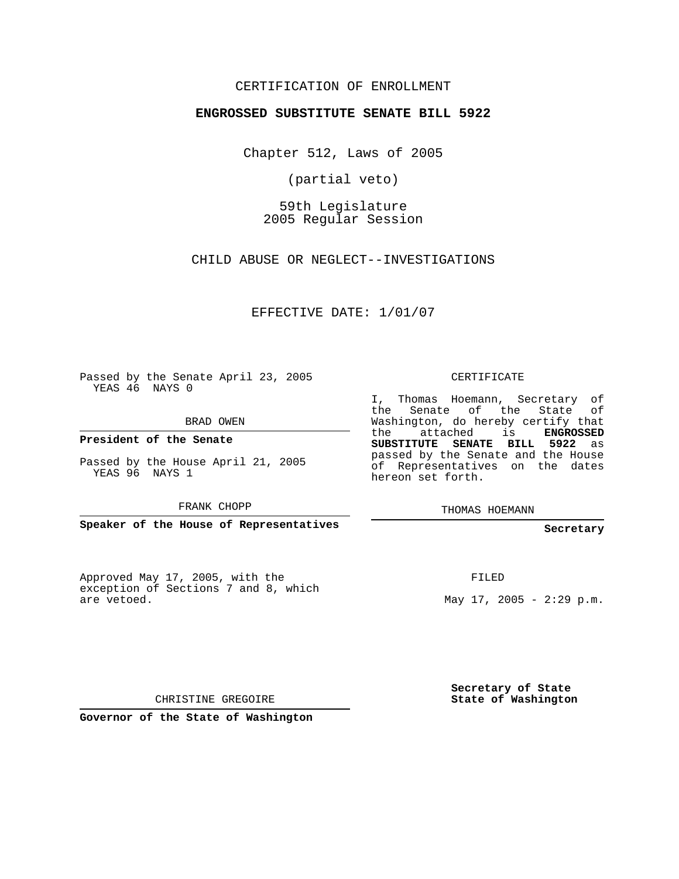CERTIFICATION OF ENROLLMENT

**ENGROSSED SUBSTITUTE SENATE BILL 5922**

Chapter 512, Laws of 2005

(partial veto)

59th Legislature
2005 Regular Session

CHILD ABUSE OR NEGLECT--INVESTIGATIONS

EFFECTIVE DATE: 1/01/07

Passed by the Senate April 23, 2005
YEAS 46 NAYS 0

BRAD OWEN

**President of the Senate**

Passed by the House April 21, 2005
YEAS 96 NAYS 1

FRANK CHOPP

**Speaker of the House of Representatives**

CERTIFICATE

I, Thomas Hoemann, Secretary of the Senate of the State of Washington, do hereby certify that the attached is **ENGROSSED SUBSTITUTE SENATE BILL 5922** as passed by the Senate and the House of Representatives on the dates hereon set forth.

THOMAS HOEMANN

**Secretary**

Approved May 17, 2005, with the exception of Sections 7 and 8, which are vetoed.

FILED

May 17, 2005 - 2:29 p.m.

CHRISTINE GREGOIRE

**Governor of the State of Washington**

**Secretary of State**
**State of Washington**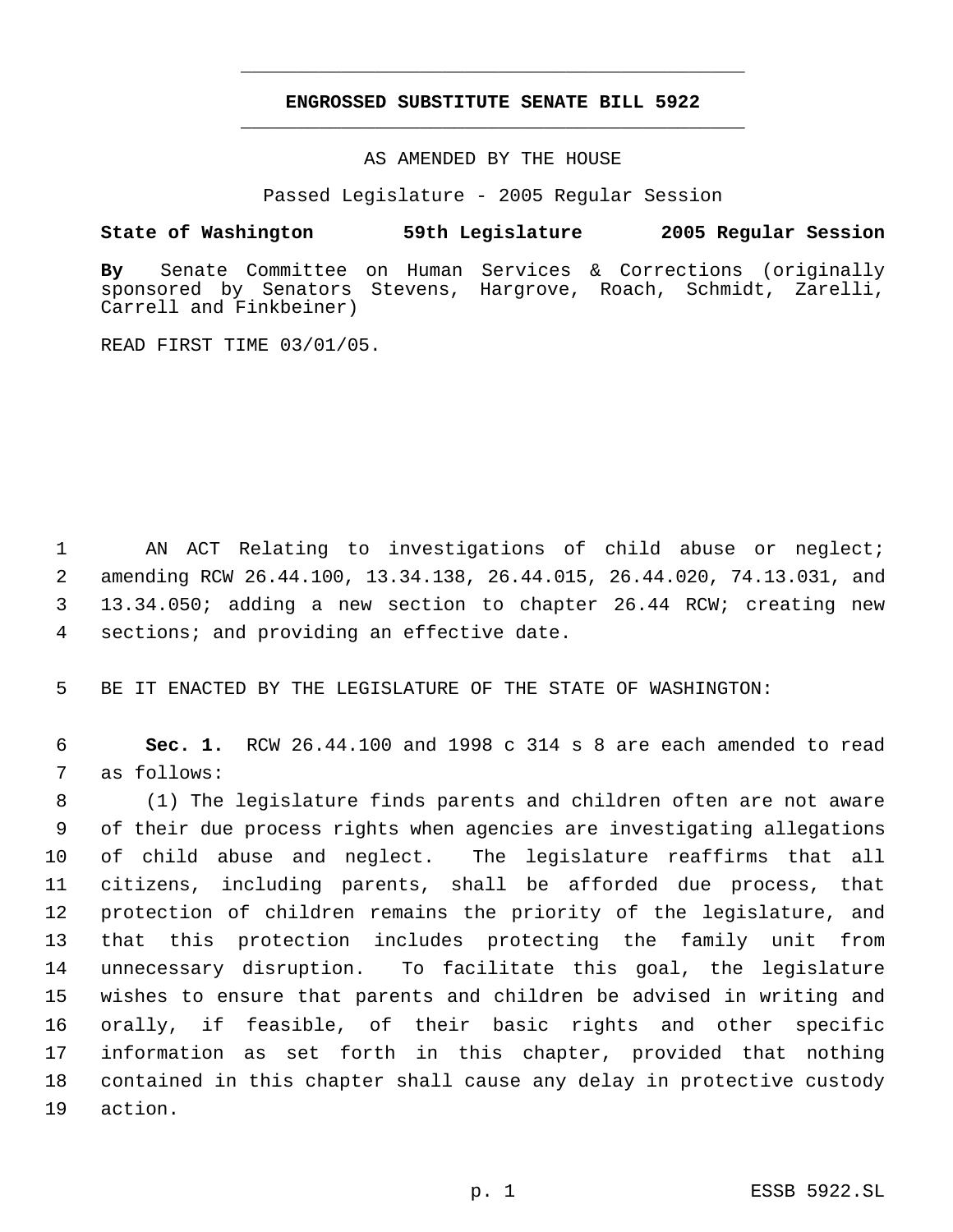**ENGROSSED SUBSTITUTE SENATE BILL 5922**

AS AMENDED BY THE HOUSE

Passed Legislature - 2005 Regular Session

**State of Washington 59th Legislature 2005 Regular Session**

**By** Senate Committee on Human Services & Corrections (originally sponsored by Senators Stevens, Hargrove, Roach, Schmidt, Zarelli, Carrell and Finkbeiner)

READ FIRST TIME 03/01/05.

AN ACT Relating to investigations of child abuse or neglect; amending RCW 26.44.100, 13.34.138, 26.44.015, 26.44.020, 74.13.031, and 13.34.050; adding a new section to chapter 26.44 RCW; creating new sections; and providing an effective date.

BE IT ENACTED BY THE LEGISLATURE OF THE STATE OF WASHINGTON:

**Sec. 1.** RCW 26.44.100 and 1998 c 314 s 8 are each amended to read as follows:

(1) The legislature finds parents and children often are not aware of their due process rights when agencies are investigating allegations of child abuse and neglect. The legislature reaffirms that all citizens, including parents, shall be afforded due process, that protection of children remains the priority of the legislature, and that this protection includes protecting the family unit from unnecessary disruption. To facilitate this goal, the legislature wishes to ensure that parents and children be advised in writing and orally, if feasible, of their basic rights and other specific information as set forth in this chapter, provided that nothing contained in this chapter shall cause any delay in protective custody action.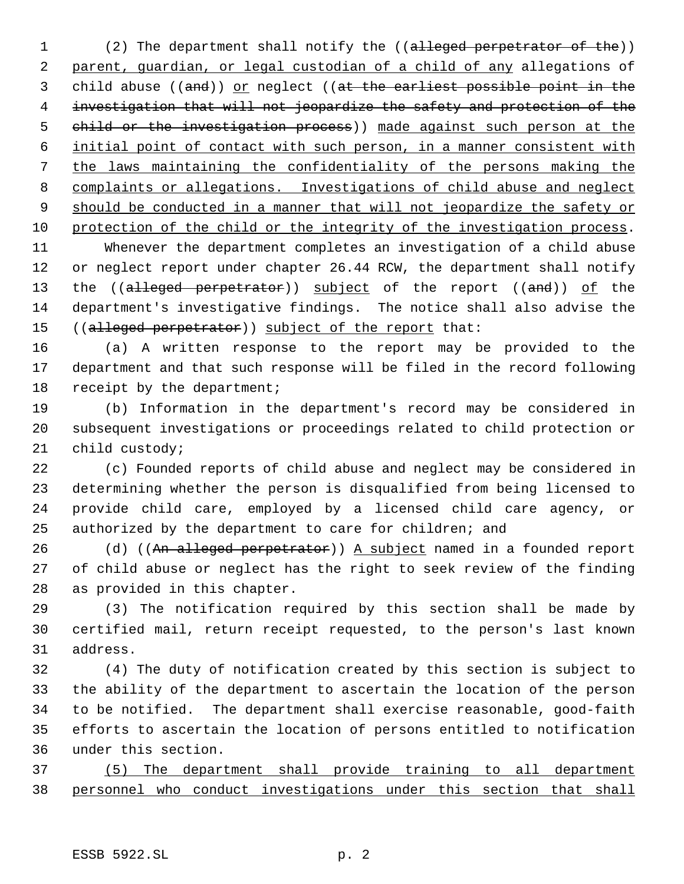(2) The department shall notify the ((~~alleged perpetrator of the~~)) <u>parent, guardian, or legal custodian of a child of any</u> allegations of child abuse ((~~and~~)) <u>or</u> neglect ((~~at the earliest possible point in the investigation that will not jeopardize the safety and protection of the child or the investigation process~~)) <u>made against such person at the initial point of contact with such person, in a manner consistent with the laws maintaining the confidentiality of the persons making the complaints or allegations. Investigations of child abuse and neglect should be conducted in a manner that will not jeopardize the safety or protection of the child or the integrity of the investigation process</u>.

Whenever the department completes an investigation of a child abuse or neglect report under chapter 26.44 RCW, the department shall notify the ((~~alleged perpetrator~~)) <u>subject</u> of the report ((~~and~~)) <u>of</u> the department's investigative findings. The notice shall also advise the ((~~alleged perpetrator~~)) <u>subject of the report</u> that:

(a) A written response to the report may be provided to the department and that such response will be filed in the record following receipt by the department;

(b) Information in the department's record may be considered in subsequent investigations or proceedings related to child protection or child custody;

(c) Founded reports of child abuse and neglect may be considered in determining whether the person is disqualified from being licensed to provide child care, employed by a licensed child care agency, or authorized by the department to care for children; and

(d) ((~~An alleged perpetrator~~)) <u>A subject</u> named in a founded report of child abuse or neglect has the right to seek review of the finding as provided in this chapter.

(3) The notification required by this section shall be made by certified mail, return receipt requested, to the person's last known address.

(4) The duty of notification created by this section is subject to the ability of the department to ascertain the location of the person to be notified. The department shall exercise reasonable, good-faith efforts to ascertain the location of persons entitled to notification under this section.

<u>(5) The department shall provide training to all department personnel who conduct investigations under this section that shall</u>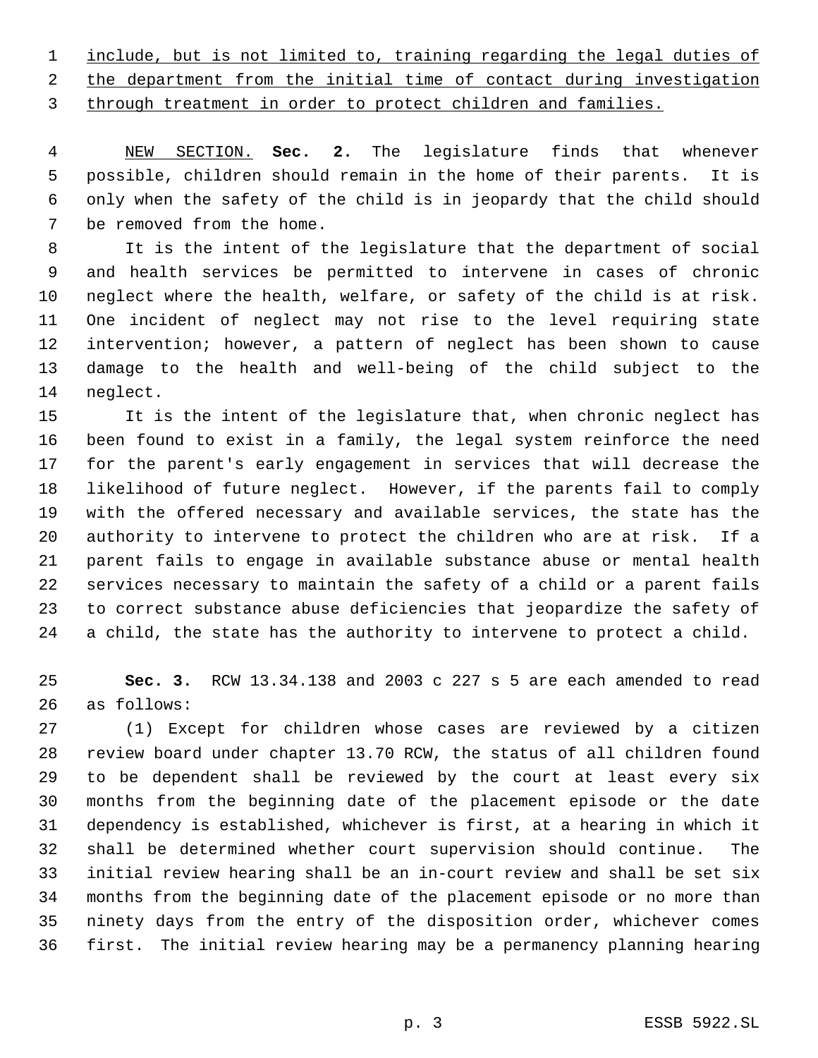include, but is not limited to, training regarding the legal duties of the department from the initial time of contact during investigation through treatment in order to protect children and families.

NEW SECTION. **Sec. 2.** The legislature finds that whenever possible, children should remain in the home of their parents. It is only when the safety of the child is in jeopardy that the child should be removed from the home.

It is the intent of the legislature that the department of social and health services be permitted to intervene in cases of chronic neglect where the health, welfare, or safety of the child is at risk. One incident of neglect may not rise to the level requiring state intervention; however, a pattern of neglect has been shown to cause damage to the health and well-being of the child subject to the neglect.

It is the intent of the legislature that, when chronic neglect has been found to exist in a family, the legal system reinforce the need for the parent's early engagement in services that will decrease the likelihood of future neglect. However, if the parents fail to comply with the offered necessary and available services, the state has the authority to intervene to protect the children who are at risk. If a parent fails to engage in available substance abuse or mental health services necessary to maintain the safety of a child or a parent fails to correct substance abuse deficiencies that jeopardize the safety of a child, the state has the authority to intervene to protect a child.

**Sec. 3.** RCW 13.34.138 and 2003 c 227 s 5 are each amended to read as follows:

(1) Except for children whose cases are reviewed by a citizen review board under chapter 13.70 RCW, the status of all children found to be dependent shall be reviewed by the court at least every six months from the beginning date of the placement episode or the date dependency is established, whichever is first, at a hearing in which it shall be determined whether court supervision should continue. The initial review hearing shall be an in-court review and shall be set six months from the beginning date of the placement episode or no more than ninety days from the entry of the disposition order, whichever comes first. The initial review hearing may be a permanency planning hearing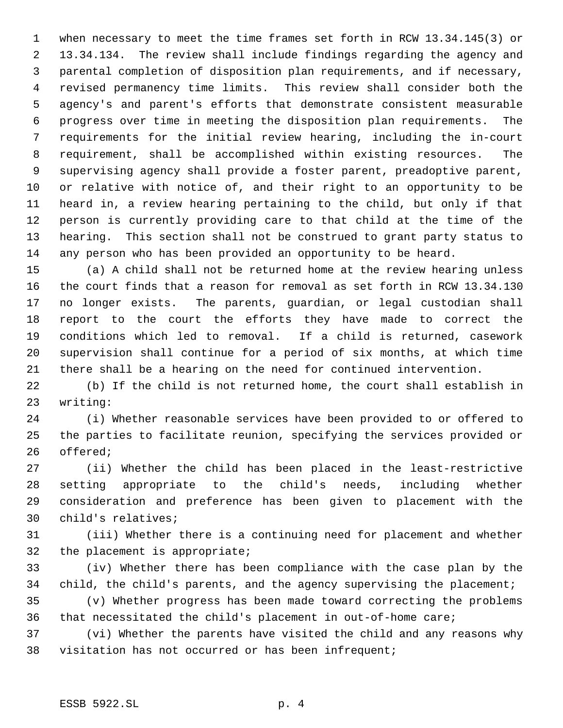when necessary to meet the time frames set forth in RCW 13.34.145(3) or 13.34.134. The review shall include findings regarding the agency and parental completion of disposition plan requirements, and if necessary, revised permanency time limits. This review shall consider both the agency's and parent's efforts that demonstrate consistent measurable progress over time in meeting the disposition plan requirements. The requirements for the initial review hearing, including the in-court requirement, shall be accomplished within existing resources. The supervising agency shall provide a foster parent, preadoptive parent, or relative with notice of, and their right to an opportunity to be heard in, a review hearing pertaining to the child, but only if that person is currently providing care to that child at the time of the hearing. This section shall not be construed to grant party status to any person who has been provided an opportunity to be heard.

(a) A child shall not be returned home at the review hearing unless the court finds that a reason for removal as set forth in RCW 13.34.130 no longer exists. The parents, guardian, or legal custodian shall report to the court the efforts they have made to correct the conditions which led to removal. If a child is returned, casework supervision shall continue for a period of six months, at which time there shall be a hearing on the need for continued intervention.

(b) If the child is not returned home, the court shall establish in writing:

(i) Whether reasonable services have been provided to or offered to the parties to facilitate reunion, specifying the services provided or offered;

(ii) Whether the child has been placed in the least-restrictive setting appropriate to the child's needs, including whether consideration and preference has been given to placement with the child's relatives;

(iii) Whether there is a continuing need for placement and whether the placement is appropriate;

(iv) Whether there has been compliance with the case plan by the child, the child's parents, and the agency supervising the placement;

(v) Whether progress has been made toward correcting the problems that necessitated the child's placement in out-of-home care;

(vi) Whether the parents have visited the child and any reasons why visitation has not occurred or has been infrequent;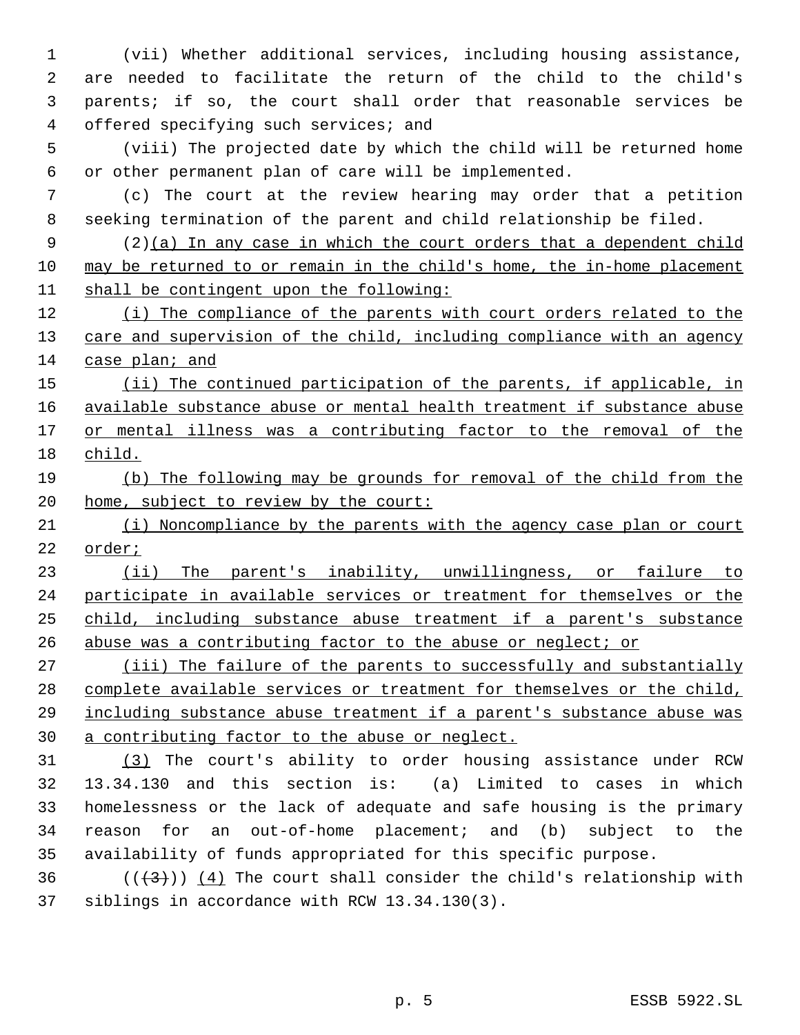(vii) Whether additional services, including housing assistance, are needed to facilitate the return of the child to the child's parents; if so, the court shall order that reasonable services be offered specifying such services; and

(viii) The projected date by which the child will be returned home or other permanent plan of care will be implemented.

(c) The court at the review hearing may order that a petition seeking termination of the parent and child relationship be filed.

(2)(a) In any case in which the court orders that a dependent child may be returned to or remain in the child's home, the in-home placement shall be contingent upon the following:

(i) The compliance of the parents with court orders related to the care and supervision of the child, including compliance with an agency case plan; and

(ii) The continued participation of the parents, if applicable, in available substance abuse or mental health treatment if substance abuse or mental illness was a contributing factor to the removal of the child.

(b) The following may be grounds for removal of the child from the home, subject to review by the court:

(i) Noncompliance by the parents with the agency case plan or court order;

(ii) The parent's inability, unwillingness, or failure to participate in available services or treatment for themselves or the child, including substance abuse treatment if a parent's substance abuse was a contributing factor to the abuse or neglect; or

(iii) The failure of the parents to successfully and substantially complete available services or treatment for themselves or the child, including substance abuse treatment if a parent's substance abuse was a contributing factor to the abuse or neglect.

(3) The court's ability to order housing assistance under RCW 13.34.130 and this section is: (a) Limited to cases in which homelessness or the lack of adequate and safe housing is the primary reason for an out-of-home placement; and (b) subject to the availability of funds appropriated for this specific purpose.

((~~(3)~~)) (4) The court shall consider the child's relationship with siblings in accordance with RCW 13.34.130(3).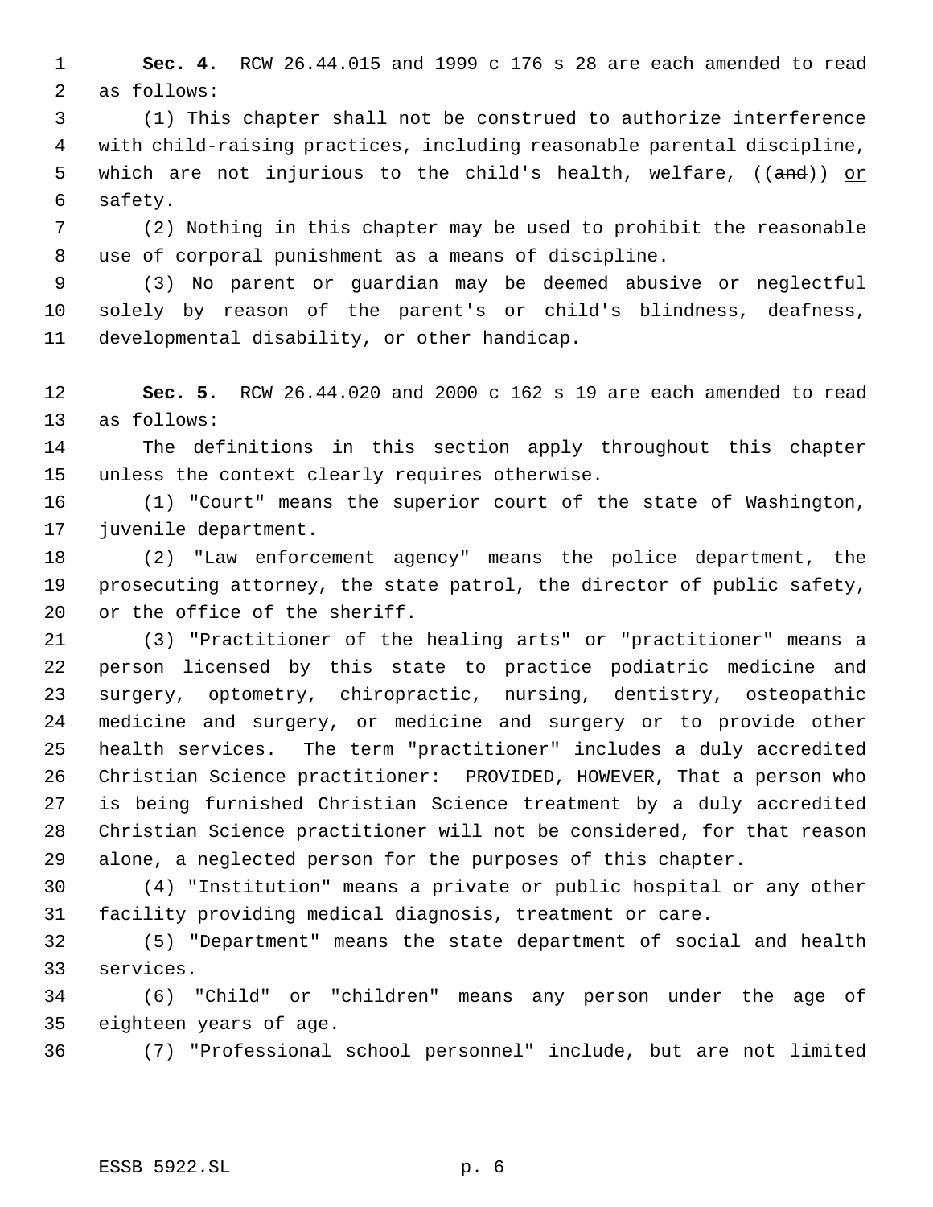**Sec. 4.** RCW 26.44.015 and 1999 c 176 s 28 are each amended to read as follows:

(1) This chapter shall not be construed to authorize interference with child-raising practices, including reasonable parental discipline, which are not injurious to the child's health, welfare, ((~~and~~)) <u>or</u> safety.

(2) Nothing in this chapter may be used to prohibit the reasonable use of corporal punishment as a means of discipline.

(3) No parent or guardian may be deemed abusive or neglectful solely by reason of the parent's or child's blindness, deafness, developmental disability, or other handicap.

**Sec. 5.** RCW 26.44.020 and 2000 c 162 s 19 are each amended to read as follows:

The definitions in this section apply throughout this chapter unless the context clearly requires otherwise.

(1) "Court" means the superior court of the state of Washington, juvenile department.

(2) "Law enforcement agency" means the police department, the prosecuting attorney, the state patrol, the director of public safety, or the office of the sheriff.

(3) "Practitioner of the healing arts" or "practitioner" means a person licensed by this state to practice podiatric medicine and surgery, optometry, chiropractic, nursing, dentistry, osteopathic medicine and surgery, or medicine and surgery or to provide other health services. The term "practitioner" includes a duly accredited Christian Science practitioner: PROVIDED, HOWEVER, That a person who is being furnished Christian Science treatment by a duly accredited Christian Science practitioner will not be considered, for that reason alone, a neglected person for the purposes of this chapter.

(4) "Institution" means a private or public hospital or any other facility providing medical diagnosis, treatment or care.

(5) "Department" means the state department of social and health services.

(6) "Child" or "children" means any person under the age of eighteen years of age.

(7) "Professional school personnel" include, but are not limited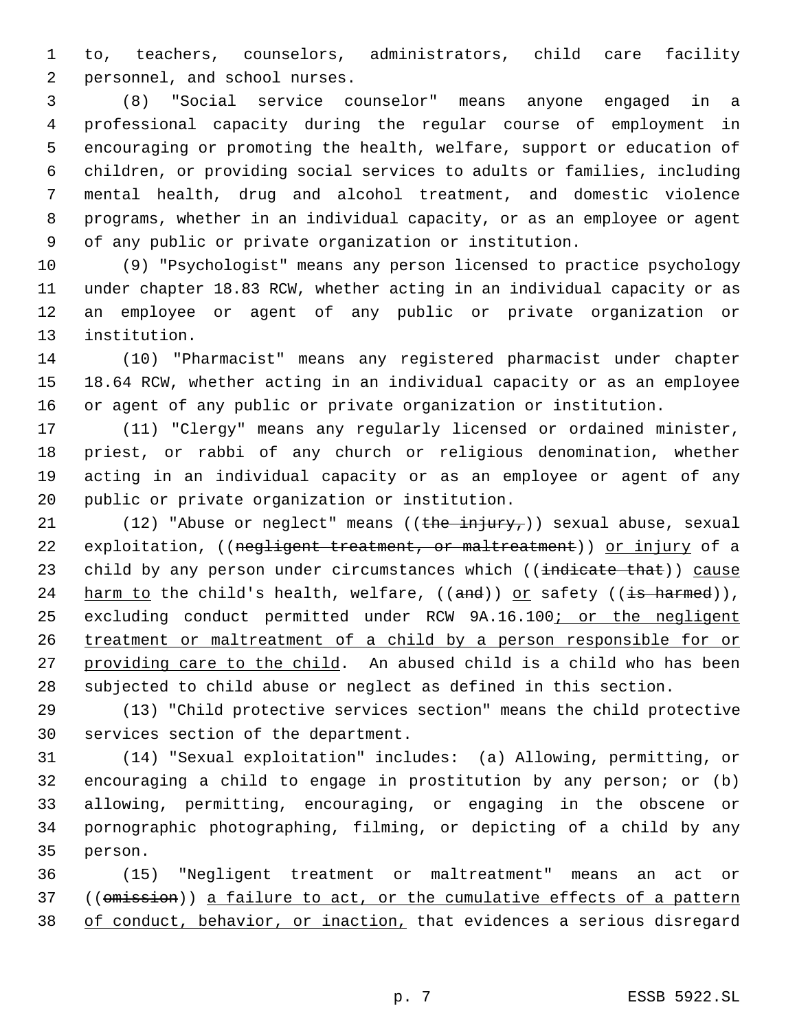to, teachers, counselors, administrators, child care facility personnel, and school nurses.

(8) "Social service counselor" means anyone engaged in a professional capacity during the regular course of employment in encouraging or promoting the health, welfare, support or education of children, or providing social services to adults or families, including mental health, drug and alcohol treatment, and domestic violence programs, whether in an individual capacity, or as an employee or agent of any public or private organization or institution.

(9) "Psychologist" means any person licensed to practice psychology under chapter 18.83 RCW, whether acting in an individual capacity or as an employee or agent of any public or private organization or institution.

(10) "Pharmacist" means any registered pharmacist under chapter 18.64 RCW, whether acting in an individual capacity or as an employee or agent of any public or private organization or institution.

(11) "Clergy" means any regularly licensed or ordained minister, priest, or rabbi of any church or religious denomination, whether acting in an individual capacity or as an employee or agent of any public or private organization or institution.

(12) "Abuse or neglect" means ((~~the injury,~~)) sexual abuse, sexual exploitation, ((~~negligent treatment, or maltreatment~~)) or injury of a child by any person under circumstances which ((~~indicate that~~)) cause harm to the child's health, welfare, ((~~and~~)) or safety ((~~is harmed~~)), excluding conduct permitted under RCW 9A.16.100; or the negligent treatment or maltreatment of a child by a person responsible for or providing care to the child. An abused child is a child who has been subjected to child abuse or neglect as defined in this section.

(13) "Child protective services section" means the child protective services section of the department.

(14) "Sexual exploitation" includes: (a) Allowing, permitting, or encouraging a child to engage in prostitution by any person; or (b) allowing, permitting, encouraging, or engaging in the obscene or pornographic photographing, filming, or depicting of a child by any person.

(15) "Negligent treatment or maltreatment" means an act or ((~~omission~~)) a failure to act, or the cumulative effects of a pattern of conduct, behavior, or inaction, that evidences a serious disregard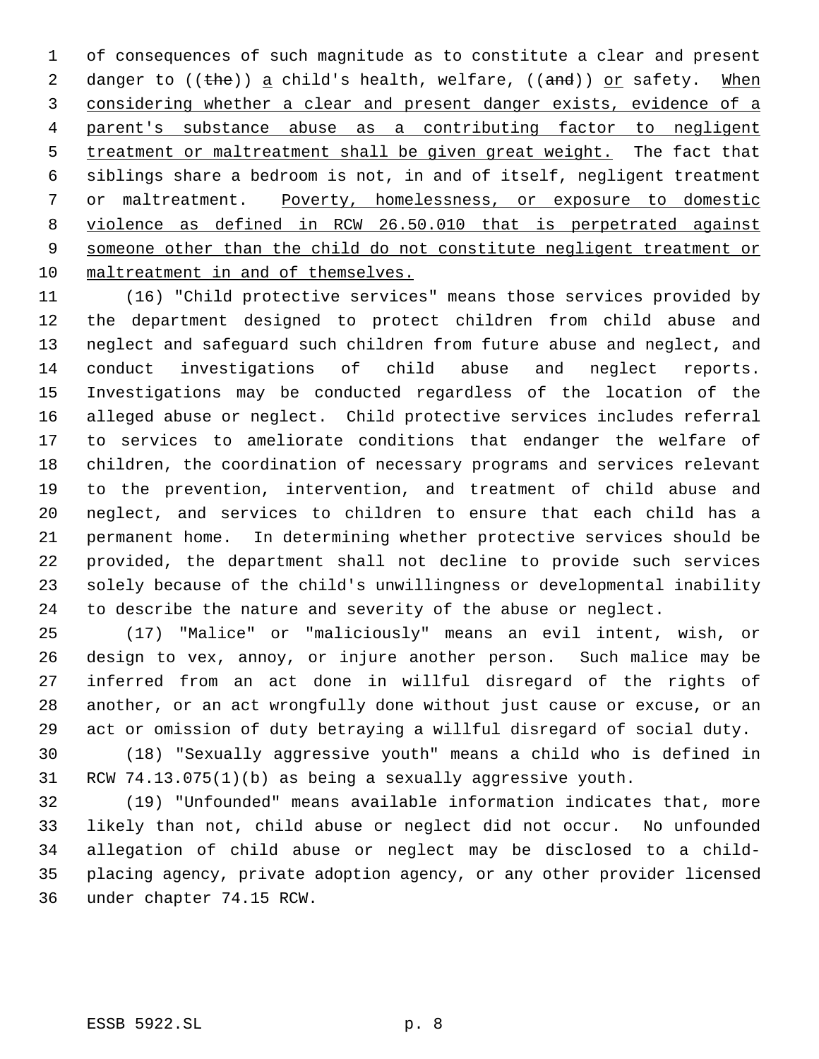of consequences of such magnitude as to constitute a clear and present danger to ((~~the~~)) <u>a</u> child's health, welfare, ((~~and~~)) <u>or</u> safety. <u>When considering whether a clear and present danger exists, evidence of a parent's substance abuse as a contributing factor to negligent treatment or maltreatment shall be given great weight.</u> The fact that siblings share a bedroom is not, in and of itself, negligent treatment or maltreatment. <u>Poverty, homelessness, or exposure to domestic violence as defined in RCW 26.50.010 that is perpetrated against someone other than the child do not constitute negligent treatment or maltreatment in and of themselves.</u>

(16) "Child protective services" means those services provided by the department designed to protect children from child abuse and neglect and safeguard such children from future abuse and neglect, and conduct investigations of child abuse and neglect reports. Investigations may be conducted regardless of the location of the alleged abuse or neglect. Child protective services includes referral to services to ameliorate conditions that endanger the welfare of children, the coordination of necessary programs and services relevant to the prevention, intervention, and treatment of child abuse and neglect, and services to children to ensure that each child has a permanent home. In determining whether protective services should be provided, the department shall not decline to provide such services solely because of the child's unwillingness or developmental inability to describe the nature and severity of the abuse or neglect.

(17) "Malice" or "maliciously" means an evil intent, wish, or design to vex, annoy, or injure another person. Such malice may be inferred from an act done in willful disregard of the rights of another, or an act wrongfully done without just cause or excuse, or an act or omission of duty betraying a willful disregard of social duty.

(18) "Sexually aggressive youth" means a child who is defined in RCW 74.13.075(1)(b) as being a sexually aggressive youth.

(19) "Unfounded" means available information indicates that, more likely than not, child abuse or neglect did not occur. No unfounded allegation of child abuse or neglect may be disclosed to a child-placing agency, private adoption agency, or any other provider licensed under chapter 74.15 RCW.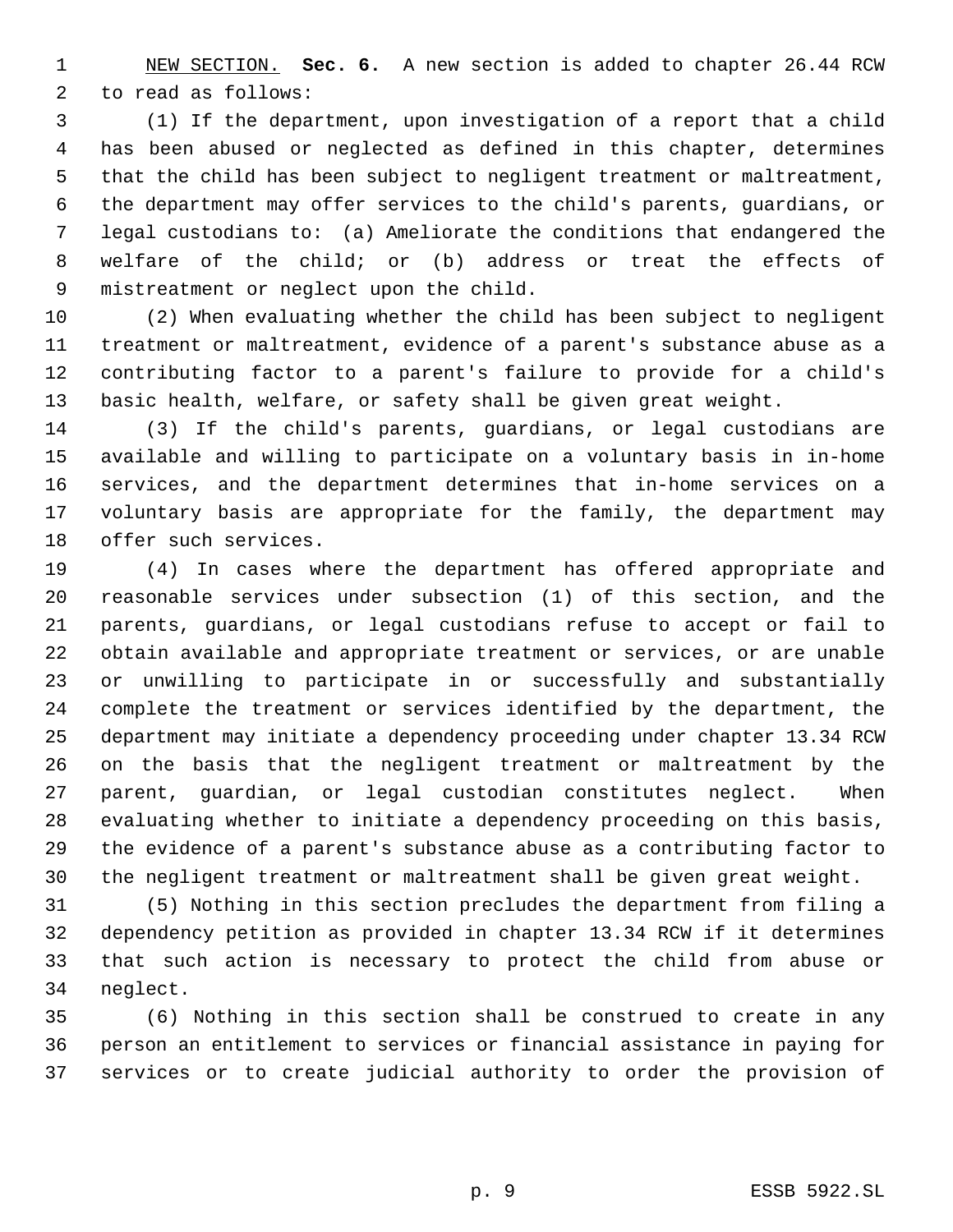NEW SECTION. **Sec. 6.** A new section is added to chapter 26.44 RCW to read as follows:

(1) If the department, upon investigation of a report that a child has been abused or neglected as defined in this chapter, determines that the child has been subject to negligent treatment or maltreatment, the department may offer services to the child's parents, guardians, or legal custodians to: (a) Ameliorate the conditions that endangered the welfare of the child; or (b) address or treat the effects of mistreatment or neglect upon the child.

(2) When evaluating whether the child has been subject to negligent treatment or maltreatment, evidence of a parent's substance abuse as a contributing factor to a parent's failure to provide for a child's basic health, welfare, or safety shall be given great weight.

(3) If the child's parents, guardians, or legal custodians are available and willing to participate on a voluntary basis in in-home services, and the department determines that in-home services on a voluntary basis are appropriate for the family, the department may offer such services.

(4) In cases where the department has offered appropriate and reasonable services under subsection (1) of this section, and the parents, guardians, or legal custodians refuse to accept or fail to obtain available and appropriate treatment or services, or are unable or unwilling to participate in or successfully and substantially complete the treatment or services identified by the department, the department may initiate a dependency proceeding under chapter 13.34 RCW on the basis that the negligent treatment or maltreatment by the parent, guardian, or legal custodian constitutes neglect. When evaluating whether to initiate a dependency proceeding on this basis, the evidence of a parent's substance abuse as a contributing factor to the negligent treatment or maltreatment shall be given great weight.

(5) Nothing in this section precludes the department from filing a dependency petition as provided in chapter 13.34 RCW if it determines that such action is necessary to protect the child from abuse or neglect.

(6) Nothing in this section shall be construed to create in any person an entitlement to services or financial assistance in paying for services or to create judicial authority to order the provision of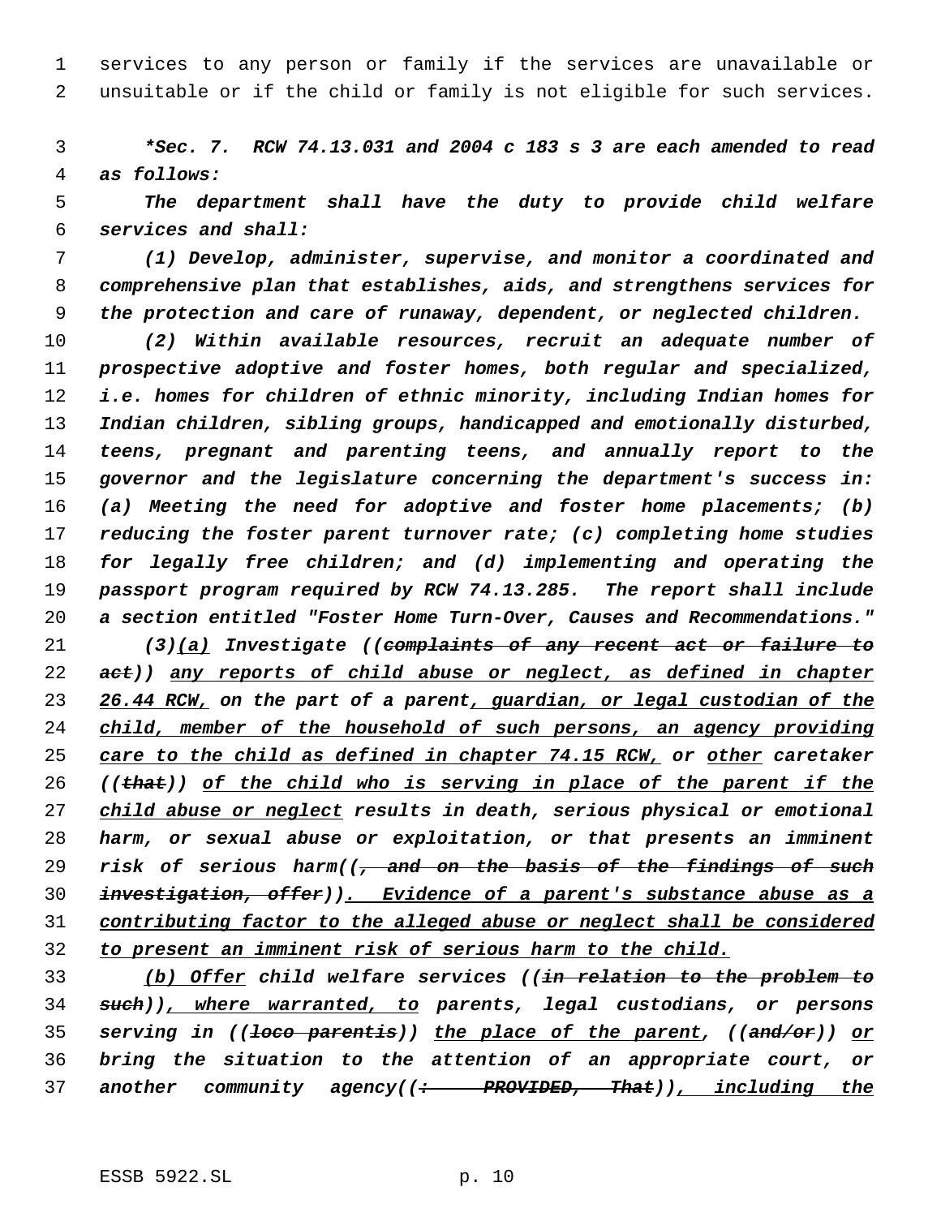services to any person or family if the services are unavailable or unsuitable or if the child or family is not eligible for such services.

***Sec. 7. RCW 74.13.031 and 2004 c 183 s 3 are each amended to read as follows:***

*The department shall have the duty to provide child welfare services and shall:*

*(1) Develop, administer, supervise, and monitor a coordinated and comprehensive plan that establishes, aids, and strengthens services for the protection and care of runaway, dependent, or neglected children.*

*(2) Within available resources, recruit an adequate number of prospective adoptive and foster homes, both regular and specialized, i.e. homes for children of ethnic minority, including Indian homes for Indian children, sibling groups, handicapped and emotionally disturbed, teens, pregnant and parenting teens, and annually report to the governor and the legislature concerning the department's success in: (a) Meeting the need for adoptive and foster home placements; (b) reducing the foster parent turnover rate; (c) completing home studies for legally free children; and (d) implementing and operating the passport program required by RCW 74.13.285. The report shall include a section entitled "Foster Home Turn-Over, Causes and Recommendations."*

*(3)<u>(a)</u> Investigate ((~~complaints of any recent act or failure to act~~)) <u>any reports of child abuse or neglect, as defined in chapter 26.44 RCW,</u> on the part of a parent<u>, guardian, or legal custodian of the child, member of the household of such persons, an agency providing care to the child as defined in chapter 74.15 RCW,</u> or <u>other</u> caretaker ((~~that~~)) <u>of the child who is serving in place of the parent if the child abuse or neglect</u> results in death, serious physical or emotional harm, or sexual abuse or exploitation, or that presents an imminent risk of serious harm((~~, and on the basis of the findings of such investigation, offer~~))<u>. Evidence of a parent's substance abuse as a contributing factor to the alleged abuse or neglect shall be considered to present an imminent risk of serious harm to the child.</u>*

*<u>(b) Offer</u> child welfare services ((~~in relation to the problem to such~~))<u>, where warranted, to</u> parents, legal custodians, or persons serving in ((~~loco parentis~~)) <u>the place of the parent</u>, ((~~and/or~~)) <u>or</u> bring the situation to the attention of an appropriate court, or another community agency((~~: PROVIDED, That~~))<u>, including the</u>*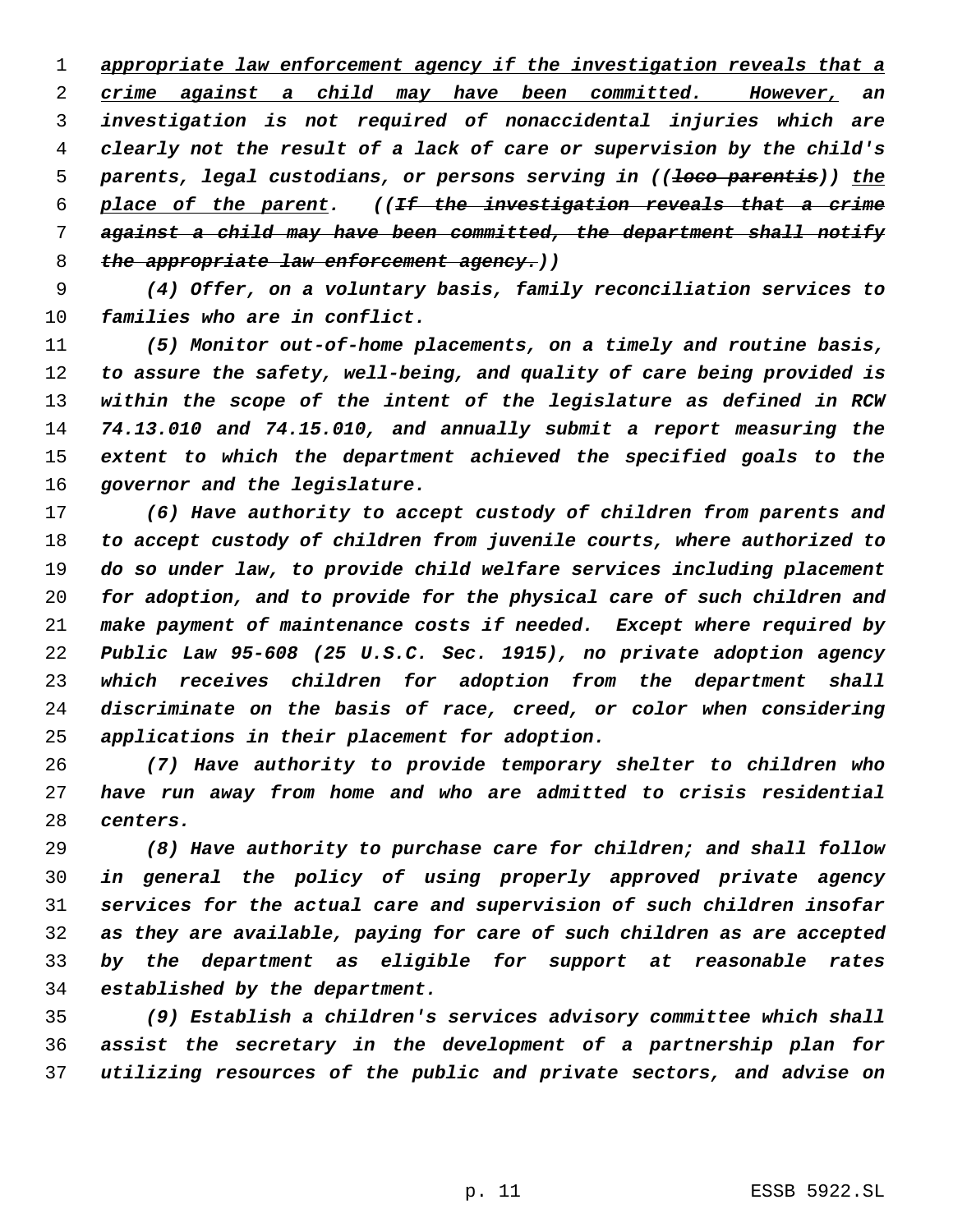appropriate law enforcement agency if the investigation reveals that a crime against a child may have been committed. However, an investigation is not required of nonaccidental injuries which are clearly not the result of a lack of care or supervision by the child's parents, legal custodians, or persons serving in ((~~loco parentis~~)) the place of the parent. ((~~If the investigation reveals that a crime against a child may have been committed, the department shall notify the appropriate law enforcement agency.~~))

(4) Offer, on a voluntary basis, family reconciliation services to families who are in conflict.

(5) Monitor out-of-home placements, on a timely and routine basis, to assure the safety, well-being, and quality of care being provided is within the scope of the intent of the legislature as defined in RCW 74.13.010 and 74.15.010, and annually submit a report measuring the extent to which the department achieved the specified goals to the governor and the legislature.

(6) Have authority to accept custody of children from parents and to accept custody of children from juvenile courts, where authorized to do so under law, to provide child welfare services including placement for adoption, and to provide for the physical care of such children and make payment of maintenance costs if needed. Except where required by Public Law 95-608 (25 U.S.C. Sec. 1915), no private adoption agency which receives children for adoption from the department shall discriminate on the basis of race, creed, or color when considering applications in their placement for adoption.

(7) Have authority to provide temporary shelter to children who have run away from home and who are admitted to crisis residential centers.

(8) Have authority to purchase care for children; and shall follow in general the policy of using properly approved private agency services for the actual care and supervision of such children insofar as they are available, paying for care of such children as are accepted by the department as eligible for support at reasonable rates established by the department.

(9) Establish a children's services advisory committee which shall assist the secretary in the development of a partnership plan for utilizing resources of the public and private sectors, and advise on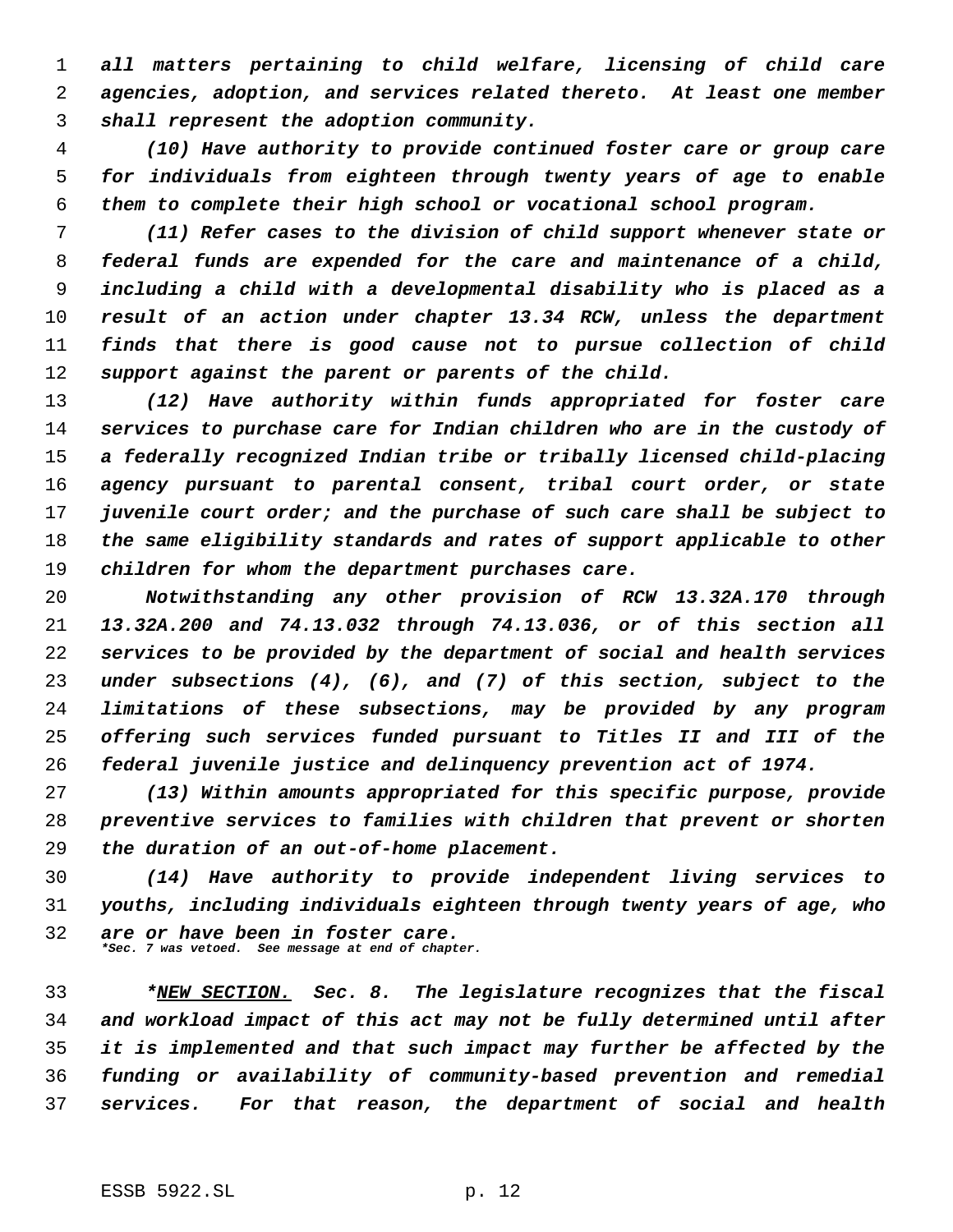*all matters pertaining to child welfare, licensing of child care agencies, adoption, and services related thereto. At least one member shall represent the adoption community.*

*(10) Have authority to provide continued foster care or group care for individuals from eighteen through twenty years of age to enable them to complete their high school or vocational school program.*

*(11) Refer cases to the division of child support whenever state or federal funds are expended for the care and maintenance of a child, including a child with a developmental disability who is placed as a result of an action under chapter 13.34 RCW, unless the department finds that there is good cause not to pursue collection of child support against the parent or parents of the child.*

*(12) Have authority within funds appropriated for foster care services to purchase care for Indian children who are in the custody of a federally recognized Indian tribe or tribally licensed child-placing agency pursuant to parental consent, tribal court order, or state juvenile court order; and the purchase of such care shall be subject to the same eligibility standards and rates of support applicable to other children for whom the department purchases care.*

*Notwithstanding any other provision of RCW 13.32A.170 through 13.32A.200 and 74.13.032 through 74.13.036, or of this section all services to be provided by the department of social and health services under subsections (4), (6), and (7) of this section, subject to the limitations of these subsections, may be provided by any program offering such services funded pursuant to Titles II and III of the federal juvenile justice and delinquency prevention act of 1974.*

*(13) Within amounts appropriated for this specific purpose, provide preventive services to families with children that prevent or shorten the duration of an out-of-home placement.*

*(14) Have authority to provide independent living services to youths, including individuals eighteen through twenty years of age, who are or have been in foster care.*

**\*Sec. 7 was vetoed. See message at end of chapter.**

*\*NEW SECTION. Sec. 8. The legislature recognizes that the fiscal and workload impact of this act may not be fully determined until after it is implemented and that such impact may further be affected by the funding or availability of community-based prevention and remedial services. For that reason, the department of social and health*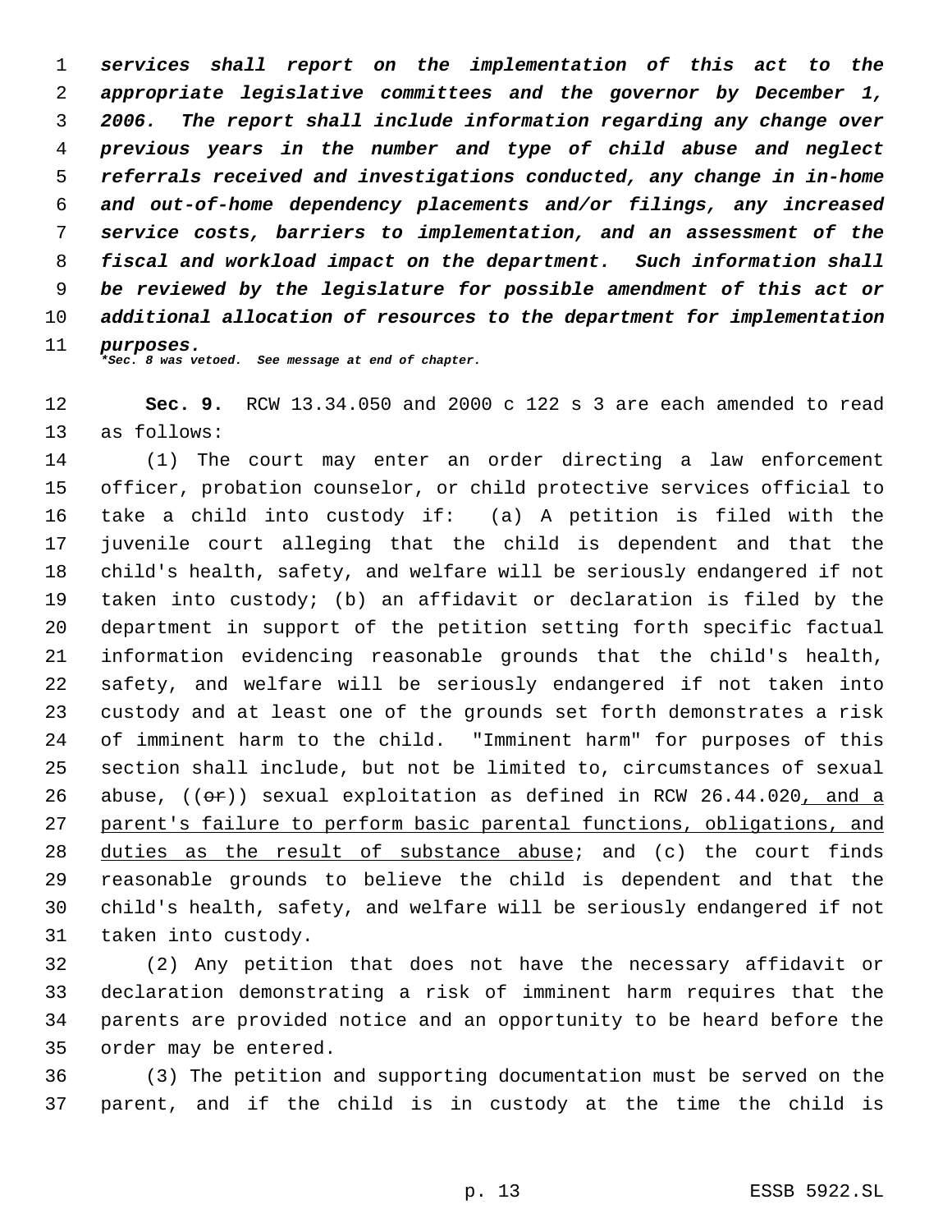***services shall report on the implementation of this act to the appropriate legislative committees and the governor by December 1, 2006. The report shall include information regarding any change over previous years in the number and type of child abuse and neglect referrals received and investigations conducted, any change in in-home and out-of-home dependency placements and/or filings, any increased service costs, barriers to implementation, and an assessment of the fiscal and workload impact on the department. Such information shall be reviewed by the legislature for possible amendment of this act or additional allocation of resources to the department for implementation purposes.***

****Sec. 8 was vetoed. See message at end of chapter.***

**Sec. 9.** RCW 13.34.050 and 2000 c 122 s 3 are each amended to read as follows:

(1) The court may enter an order directing a law enforcement officer, probation counselor, or child protective services official to take a child into custody if: (a) A petition is filed with the juvenile court alleging that the child is dependent and that the child's health, safety, and welfare will be seriously endangered if not taken into custody; (b) an affidavit or declaration is filed by the department in support of the petition setting forth specific factual information evidencing reasonable grounds that the child's health, safety, and welfare will be seriously endangered if not taken into custody and at least one of the grounds set forth demonstrates a risk of imminent harm to the child. "Imminent harm" for purposes of this section shall include, but not be limited to, circumstances of sexual abuse, ((~~or~~)) sexual exploitation as defined in RCW 26.44.020<u>, and a parent's failure to perform basic parental functions, obligations, and duties as the result of substance abuse</u>; and (c) the court finds reasonable grounds to believe the child is dependent and that the child's health, safety, and welfare will be seriously endangered if not taken into custody.

(2) Any petition that does not have the necessary affidavit or declaration demonstrating a risk of imminent harm requires that the parents are provided notice and an opportunity to be heard before the order may be entered.

(3) The petition and supporting documentation must be served on the parent, and if the child is in custody at the time the child is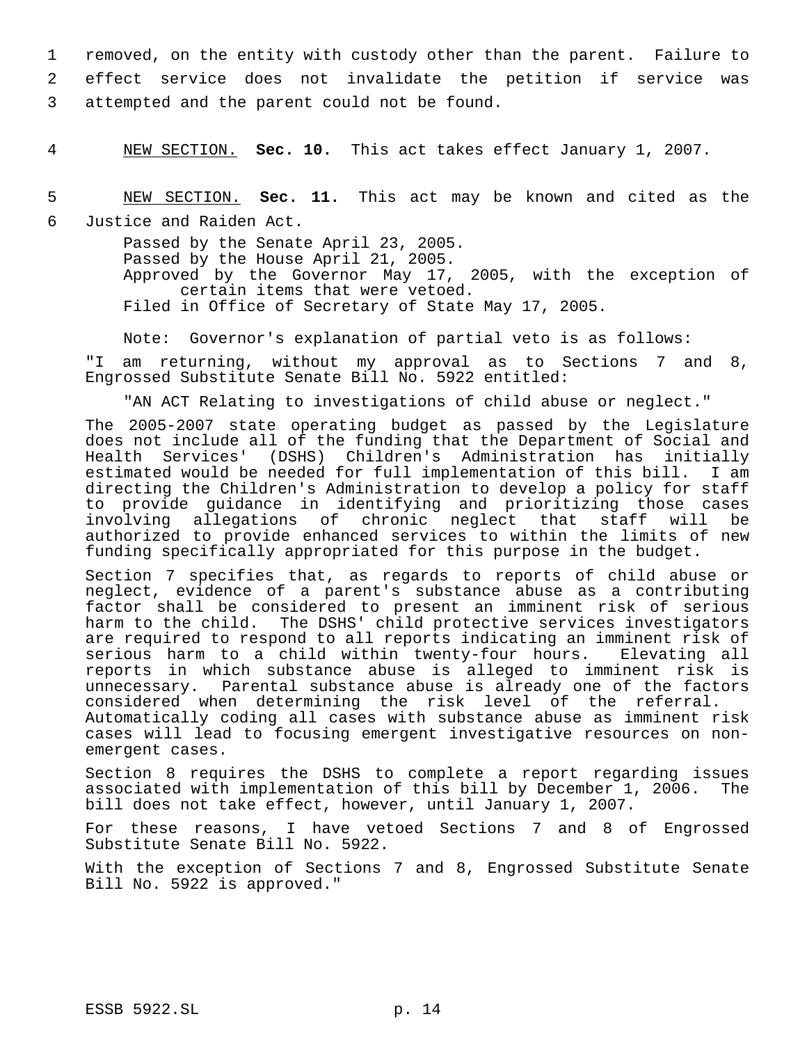removed, on the entity with custody other than the parent. Failure to effect service does not invalidate the petition if service was attempted and the parent could not be found.

NEW SECTION. **Sec. 10.** This act takes effect January 1, 2007.

NEW SECTION. **Sec. 11.** This act may be known and cited as the Justice and Raiden Act.

Passed by the Senate April 23, 2005.
Passed by the House April 21, 2005.
Approved by the Governor May 17, 2005, with the exception of certain items that were vetoed.
Filed in Office of Secretary of State May 17, 2005.

Note: Governor's explanation of partial veto is as follows:

"I am returning, without my approval as to Sections 7 and 8, Engrossed Substitute Senate Bill No. 5922 entitled:

"AN ACT Relating to investigations of child abuse or neglect."

The 2005-2007 state operating budget as passed by the Legislature does not include all of the funding that the Department of Social and Health Services' (DSHS) Children's Administration has initially estimated would be needed for full implementation of this bill. I am directing the Children's Administration to develop a policy for staff to provide guidance in identifying and prioritizing those cases involving allegations of chronic neglect that staff will be authorized to provide enhanced services to within the limits of new funding specifically appropriated for this purpose in the budget.

Section 7 specifies that, as regards to reports of child abuse or neglect, evidence of a parent's substance abuse as a contributing factor shall be considered to present an imminent risk of serious harm to the child. The DSHS' child protective services investigators are required to respond to all reports indicating an imminent risk of serious harm to a child within twenty-four hours. Elevating all reports in which substance abuse is alleged to imminent risk is unnecessary. Parental substance abuse is already one of the factors considered when determining the risk level of the referral. Automatically coding all cases with substance abuse as imminent risk cases will lead to focusing emergent investigative resources on non-emergent cases.

Section 8 requires the DSHS to complete a report regarding issues associated with implementation of this bill by December 1, 2006. The bill does not take effect, however, until January 1, 2007.

For these reasons, I have vetoed Sections 7 and 8 of Engrossed Substitute Senate Bill No. 5922.

With the exception of Sections 7 and 8, Engrossed Substitute Senate Bill No. 5922 is approved."